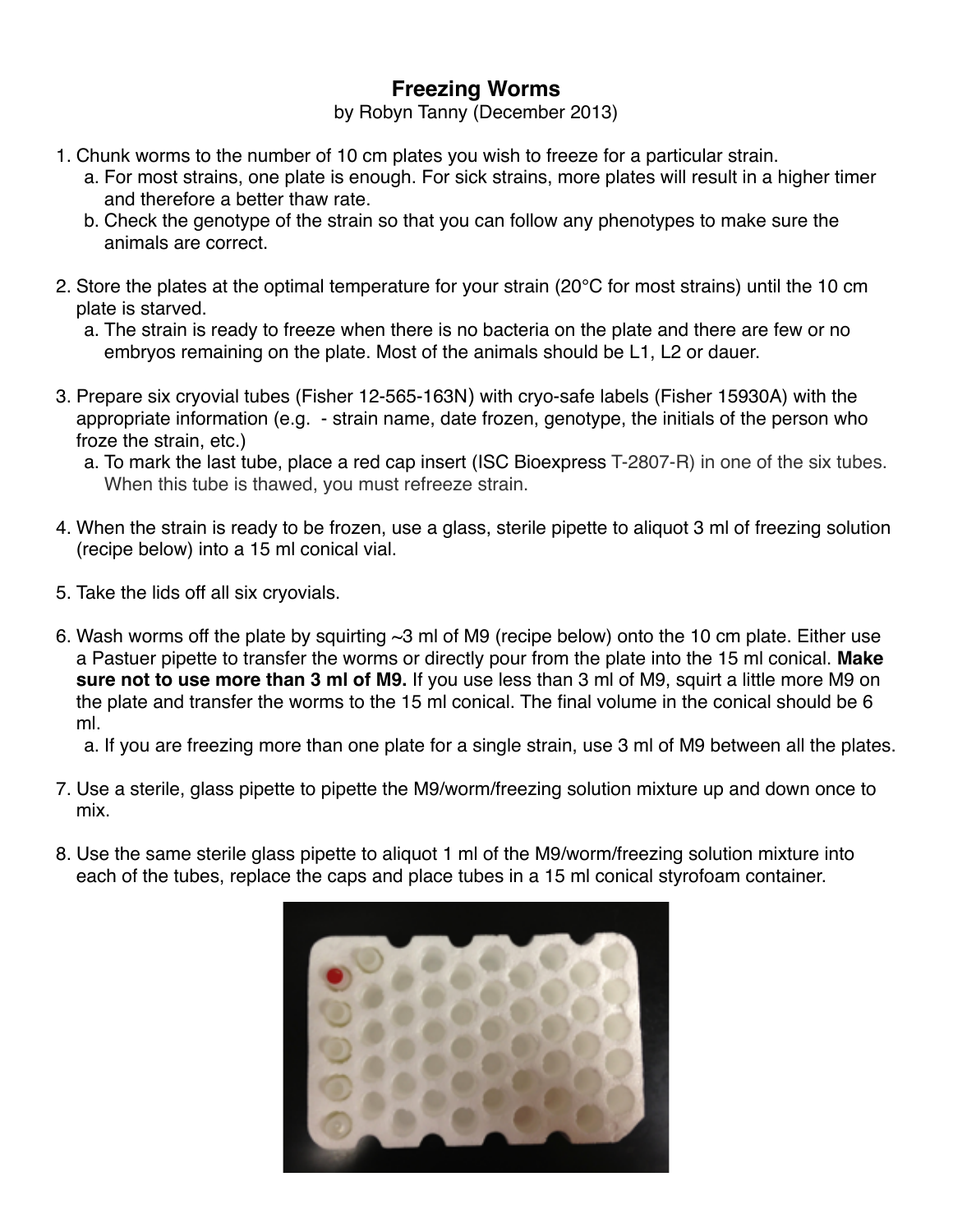# Freezing Worms

by Robyn Tanny (December 2013)

1. Chunk worms to the number of 10 cm plates you wish to freeze for a particular strain.
   a. For most strains, one plate is enough. For sick strains, more plates will result in a higher timer and therefore a better thaw rate.
   b. Check the genotype of the strain so that you can follow any phenotypes to make sure the animals are correct.

2. Store the plates at the optimal temperature for your strain (20°C for most strains) until the 10 cm plate is starved.
   a. The strain is ready to freeze when there is no bacteria on the plate and there are few or no embryos remaining on the plate. Most of the animals should be L1, L2 or dauer.

3. Prepare six cryovial tubes (Fisher 12-565-163N) with cryo-safe labels (Fisher 15930A) with the appropriate information (e.g. - strain name, date frozen, genotype, the initials of the person who froze the strain, etc.)
   a. To mark the last tube, place a red cap insert (ISC Bioexpress T-2807-R) in one of the six tubes. When this tube is thawed, you must refreeze strain.

4. When the strain is ready to be frozen, use a glass, sterile pipette to aliquot 3 ml of freezing solution (recipe below) into a 15 ml conical vial.

5. Take the lids off all six cryovials.

6. Wash worms off the plate by squirting ~3 ml of M9 (recipe below) onto the 10 cm plate. Either use a Pastuer pipette to transfer the worms or directly pour from the plate into the 15 ml conical. **Make sure not to use more than 3 ml of M9.** If you use less than 3 ml of M9, squirt a little more M9 on the plate and transfer the worms to the 15 ml conical. The final volume in the conical should be 6 ml.
   a. If you are freezing more than one plate for a single strain, use 3 ml of M9 between all the plates.

7. Use a sterile, glass pipette to pipette the M9/worm/freezing solution mixture up and down once to mix.

8. Use the same sterile glass pipette to aliquot 1 ml of the M9/worm/freezing solution mixture into each of the tubes, replace the caps and place tubes in a 15 ml conical styrofoam container.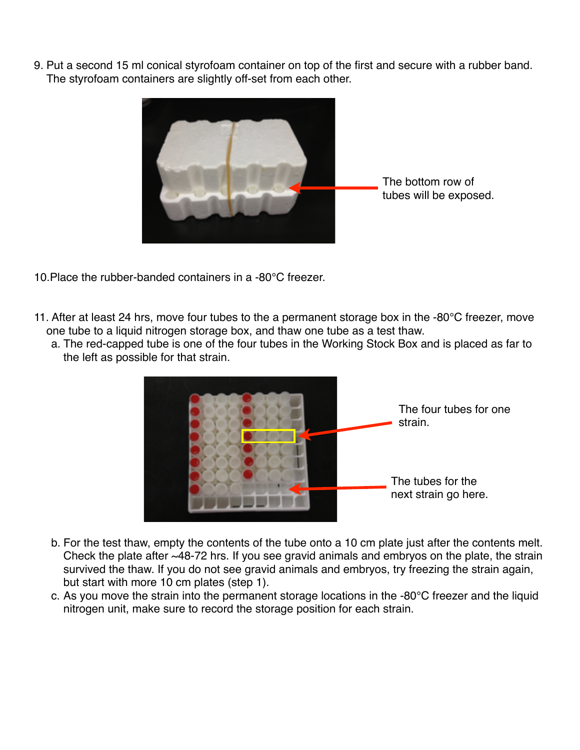9. Put a second 15 ml conical styrofoam container on top of the first and secure with a rubber band. The styrofoam containers are slightly off-set from each other.

The bottom row of tubes will be exposed.

10. Place the rubber-banded containers in a -80°C freezer.

11. After at least 24 hrs, move four tubes to the a permanent storage box in the -80°C freezer, move one tube to a liquid nitrogen storage box, and thaw one tube as a test thaw.
    a. The red-capped tube is one of the four tubes in the Working Stock Box and is placed as far to the left as possible for that strain.

The four tubes for one strain.

The tubes for the next strain go here.

    b. For the test thaw, empty the contents of the tube onto a 10 cm plate just after the contents melt. Check the plate after ~48-72 hrs. If you see gravid animals and embryos on the plate, the strain survived the thaw. If you do not see gravid animals and embryos, try freezing the strain again, but start with more 10 cm plates (step 1).
    c. As you move the strain into the permanent storage locations in the -80°C freezer and the liquid nitrogen unit, make sure to record the storage position for each strain.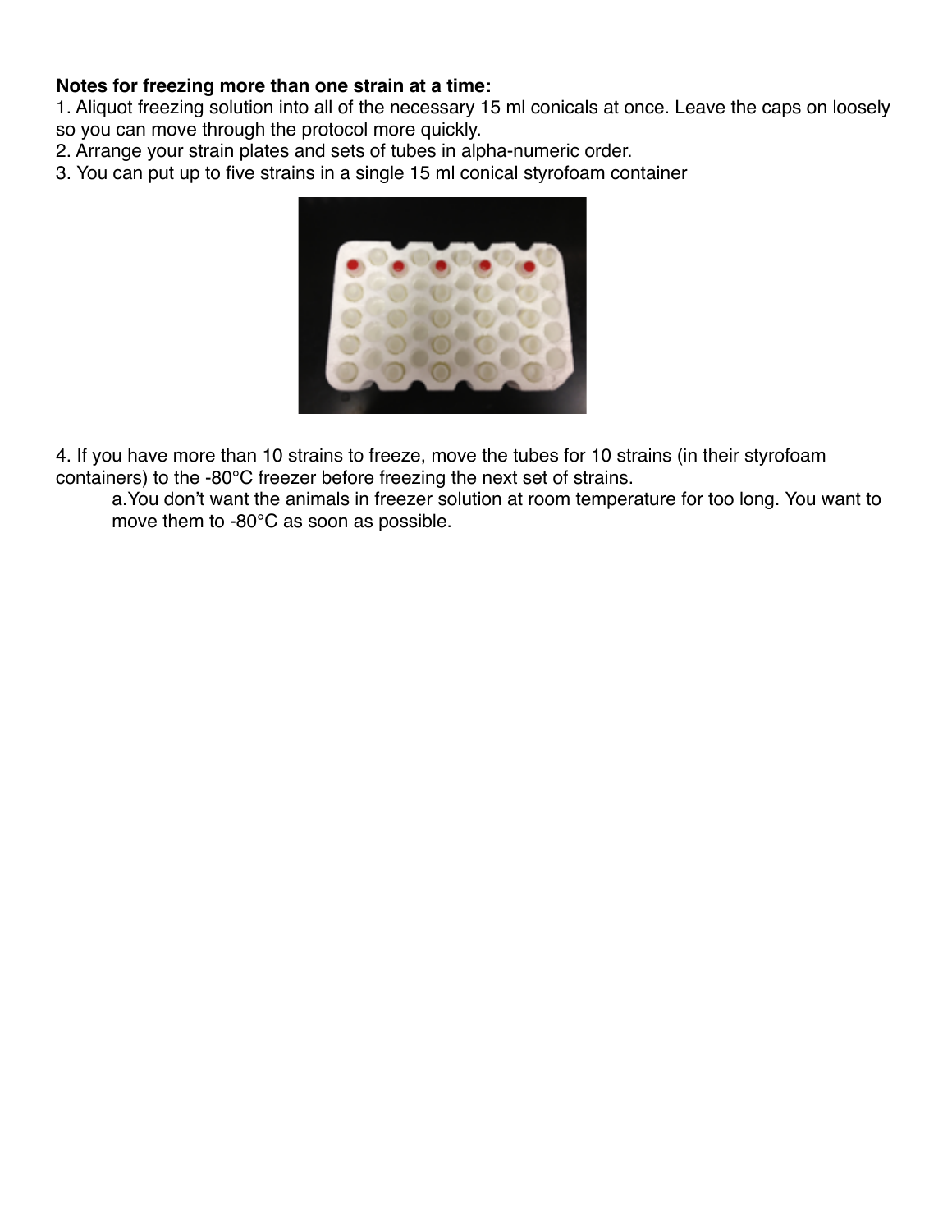**Notes for freezing more than one strain at a time:**

1. Aliquot freezing solution into all of the necessary 15 ml conicals at once. Leave the caps on loosely so you can move through the protocol more quickly.
2. Arrange your strain plates and sets of tubes in alpha-numeric order.
3. You can put up to five strains in a single 15 ml conical styrofoam container
4. If you have more than 10 strains to freeze, move the tubes for 10 strains (in their styrofoam containers) to the -80°C freezer before freezing the next set of strains.
   a. You don't want the animals in freezer solution at room temperature for too long. You want to move them to -80°C as soon as possible.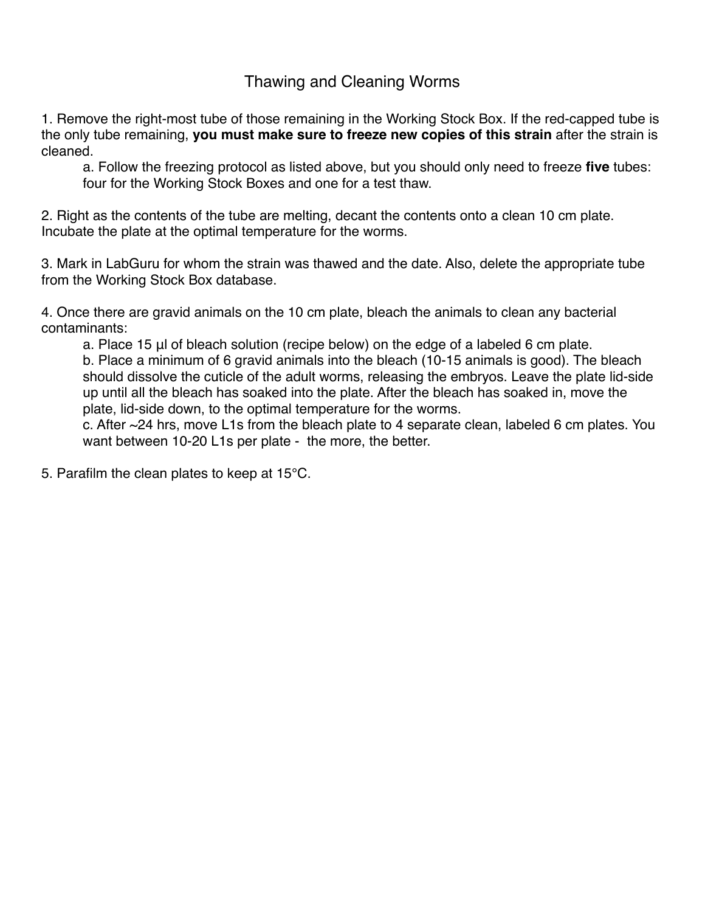# Thawing and Cleaning Worms

1. Remove the right-most tube of those remaining in the Working Stock Box. If the red-capped tube is the only tube remaining, **you must make sure to freeze new copies of this strain** after the strain is cleaned.
   a. Follow the freezing protocol as listed above, but you should only need to freeze **five** tubes: four for the Working Stock Boxes and one for a test thaw.

2. Right as the contents of the tube are melting, decant the contents onto a clean 10 cm plate. Incubate the plate at the optimal temperature for the worms.

3. Mark in LabGuru for whom the strain was thawed and the date. Also, delete the appropriate tube from the Working Stock Box database.

4. Once there are gravid animals on the 10 cm plate, bleach the animals to clean any bacterial contaminants:
   a. Place 15 µl of bleach solution (recipe below) on the edge of a labeled 6 cm plate.
   b. Place a minimum of 6 gravid animals into the bleach (10-15 animals is good). The bleach should dissolve the cuticle of the adult worms, releasing the embryos. Leave the plate lid-side up until all the bleach has soaked into the plate. After the bleach has soaked in, move the plate, lid-side down, to the optimal temperature for the worms.
   c. After ~24 hrs, move L1s from the bleach plate to 4 separate clean, labeled 6 cm plates. You want between 10-20 L1s per plate - the more, the better.

5. Parafilm the clean plates to keep at 15°C.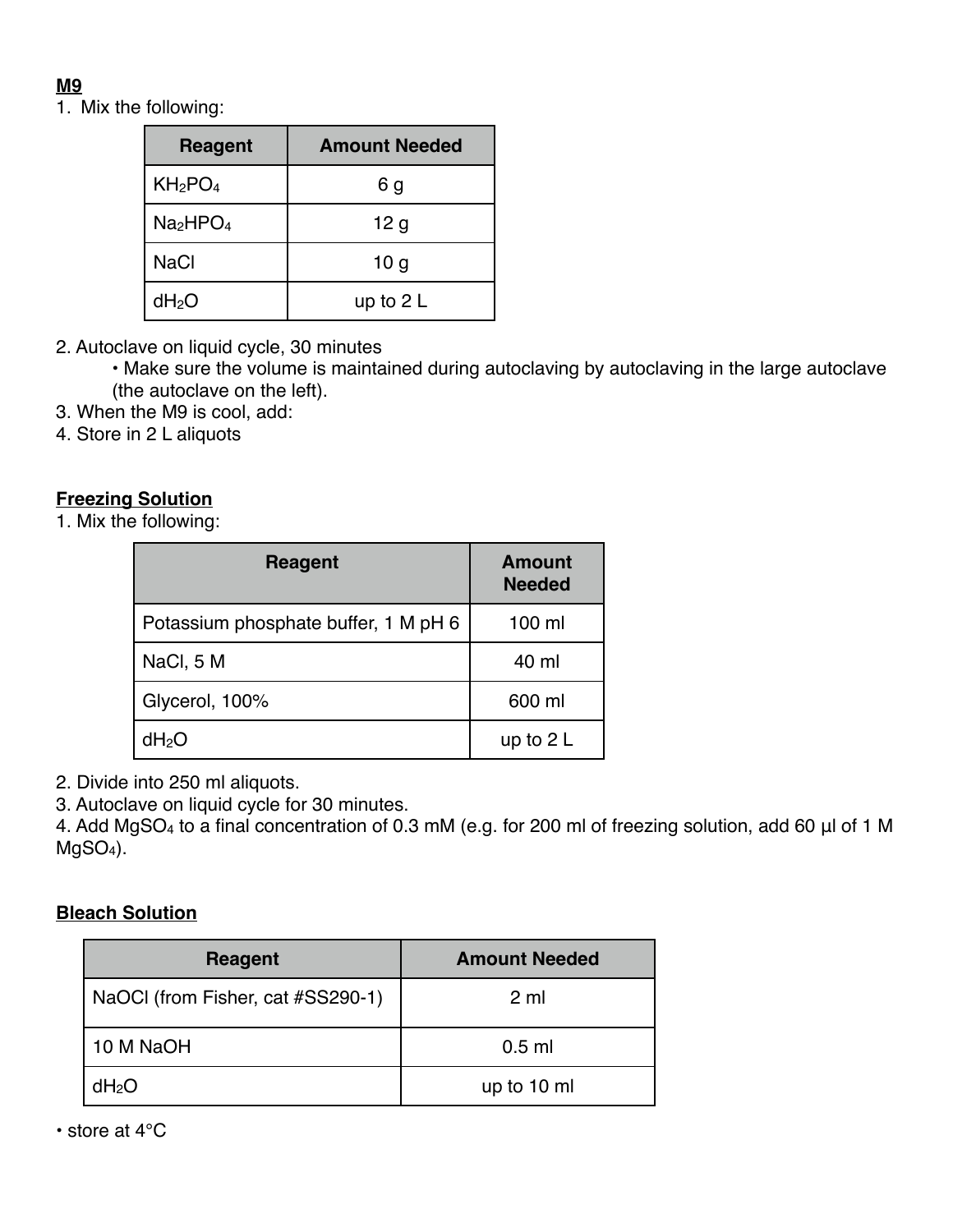**M9**

1. Mix the following:

| Reagent | Amount Needed |
| --- | --- |
| $KH_2PO_4$ | 6 g |
| $Na_2HPO_4$ | 12 g |
| NaCl | 10 g |
| $dH_2O$ | up to 2 L |

2. Autoclave on liquid cycle, 30 minutes
   - Make sure the volume is maintained during autoclaving by autoclaving in the large autoclave (the autoclave on the left).
3. When the M9 is cool, add:
4. Store in 2 L aliquots

**Freezing Solution**

1. Mix the following:

| Reagent | Amount Needed |
| --- | --- |
| Potassium phosphate buffer, 1 M pH 6 | 100 ml |
| NaCl, 5 M | 40 ml |
| Glycerol, 100% | 600 ml |
| $dH_2O$ | up to 2 L |

2. Divide into 250 ml aliquots.
3. Autoclave on liquid cycle for 30 minutes.
4. Add $MgSO_4$ to a final concentration of 0.3 mM (e.g. for 200 ml of freezing solution, add 60 µl of 1 M $MgSO_4$).

**Bleach Solution**

| Reagent | Amount Needed |
| --- | --- |
| NaOCl (from Fisher, cat #SS290-1) | 2 ml |
| 10 M NaOH | 0.5 ml |
| $dH_2O$ | up to 10 ml |

- store at 4°C